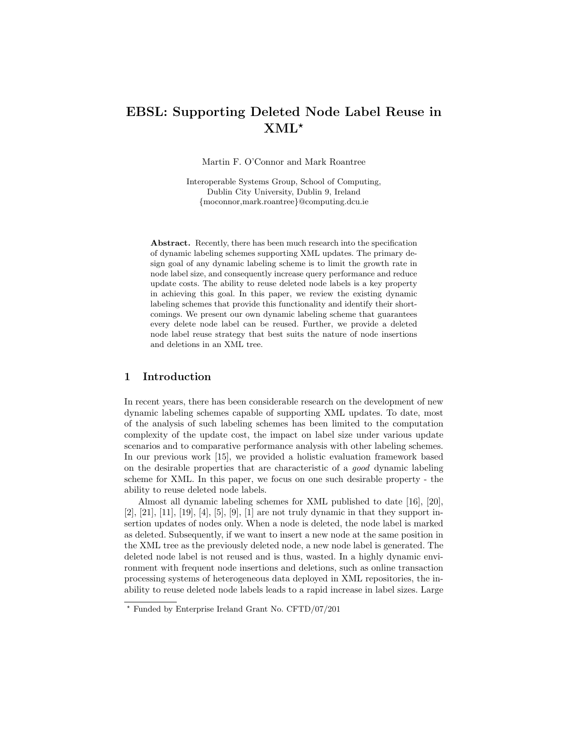# EBSL: Supporting Deleted Node Label Reuse in XML*

Martin F. O'Connor and Mark Roantree

Interoperable Systems Group, School of Computing,
Dublin City University, Dublin 9, Ireland
{moconnor,mark.roantree}@computing.dcu.ie

**Abstract.** Recently, there has been much research into the specification of dynamic labeling schemes supporting XML updates. The primary design goal of any dynamic labeling scheme is to limit the growth rate in node label size, and consequently increase query performance and reduce update costs. The ability to reuse deleted node labels is a key property in achieving this goal. In this paper, we review the existing dynamic labeling schemes that provide this functionality and identify their shortcomings. We present our own dynamic labeling scheme that guarantees every delete node label can be reused. Further, we provide a deleted node label reuse strategy that best suits the nature of node insertions and deletions in an XML tree.

## 1 Introduction

In recent years, there has been considerable research on the development of new dynamic labeling schemes capable of supporting XML updates. To date, most of the analysis of such labeling schemes has been limited to the computation complexity of the update cost, the impact on label size under various update scenarios and to comparative performance analysis with other labeling schemes. In our previous work [15], we provided a holistic evaluation framework based on the desirable properties that are characteristic of a *good* dynamic labeling scheme for XML. In this paper, we focus on one such desirable property - the ability to reuse deleted node labels.

Almost all dynamic labeling schemes for XML published to date [16], [20], [2], [21], [11], [19], [4], [5], [9], [1] are not truly dynamic in that they support insertion updates of nodes only. When a node is deleted, the node label is marked as deleted. Subsequently, if we want to insert a new node at the same position in the XML tree as the previously deleted node, a new node label is generated. The deleted node label is not reused and is thus, wasted. In a highly dynamic environment with frequent node insertions and deletions, such as online transaction processing systems of heterogeneous data deployed in XML repositories, the inability to reuse deleted node labels leads to a rapid increase in label sizes. Large

* Funded by Enterprise Ireland Grant No. CFTD/07/201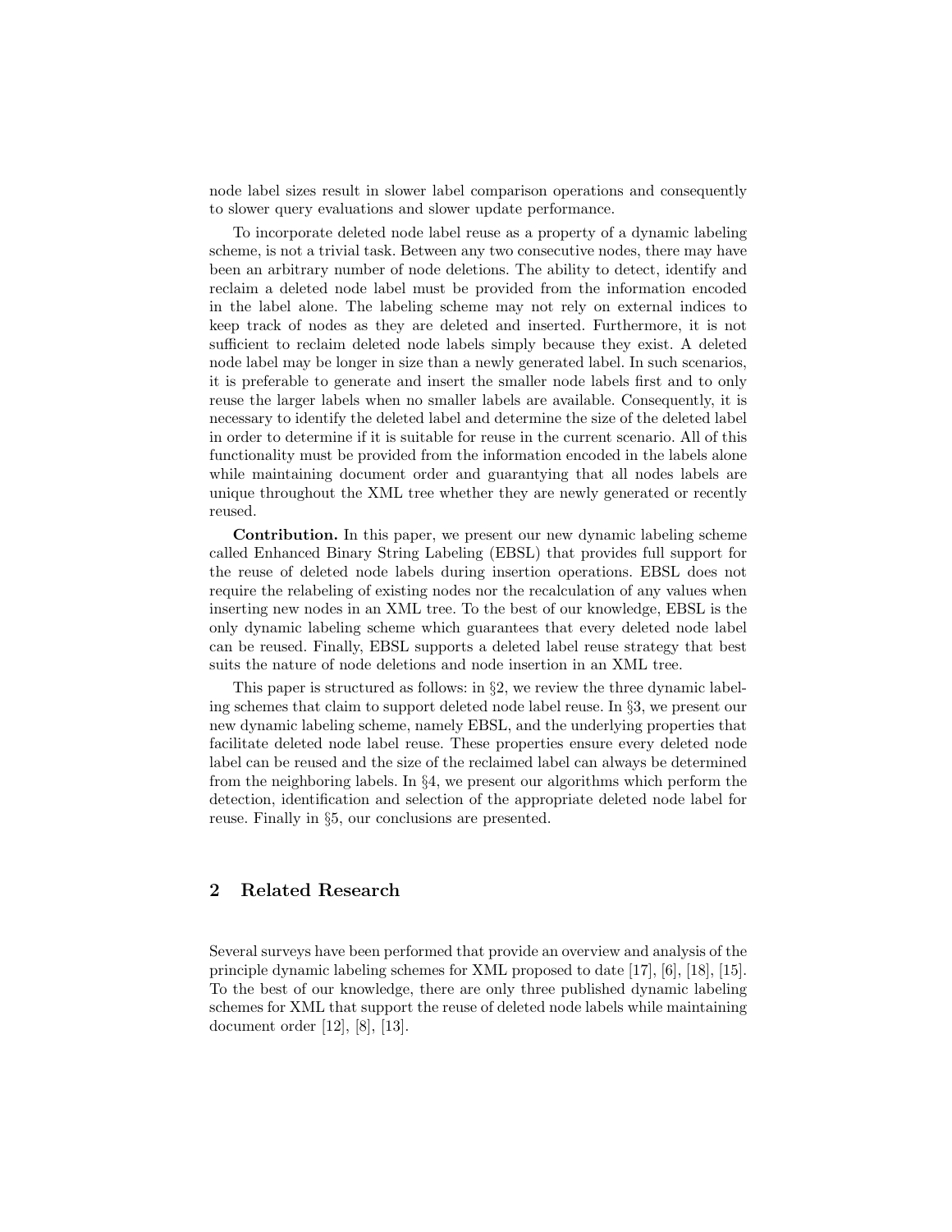node label sizes result in slower label comparison operations and consequently to slower query evaluations and slower update performance.

To incorporate deleted node label reuse as a property of a dynamic labeling scheme, is not a trivial task. Between any two consecutive nodes, there may have been an arbitrary number of node deletions. The ability to detect, identify and reclaim a deleted node label must be provided from the information encoded in the label alone. The labeling scheme may not rely on external indices to keep track of nodes as they are deleted and inserted. Furthermore, it is not sufficient to reclaim deleted node labels simply because they exist. A deleted node label may be longer in size than a newly generated label. In such scenarios, it is preferable to generate and insert the smaller node labels first and to only reuse the larger labels when no smaller labels are available. Consequently, it is necessary to identify the deleted label and determine the size of the deleted label in order to determine if it is suitable for reuse in the current scenario. All of this functionality must be provided from the information encoded in the labels alone while maintaining document order and guarantying that all nodes labels are unique throughout the XML tree whether they are newly generated or recently reused.

**Contribution.** In this paper, we present our new dynamic labeling scheme called Enhanced Binary String Labeling (EBSL) that provides full support for the reuse of deleted node labels during insertion operations. EBSL does not require the relabeling of existing nodes nor the recalculation of any values when inserting new nodes in an XML tree. To the best of our knowledge, EBSL is the only dynamic labeling scheme which guarantees that every deleted node label can be reused. Finally, EBSL supports a deleted label reuse strategy that best suits the nature of node deletions and node insertion in an XML tree.

This paper is structured as follows: in §2, we review the three dynamic labeling schemes that claim to support deleted node label reuse. In §3, we present our new dynamic labeling scheme, namely EBSL, and the underlying properties that facilitate deleted node label reuse. These properties ensure every deleted node label can be reused and the size of the reclaimed label can always be determined from the neighboring labels. In §4, we present our algorithms which perform the detection, identification and selection of the appropriate deleted node label for reuse. Finally in §5, our conclusions are presented.

## 2 Related Research

Several surveys have been performed that provide an overview and analysis of the principle dynamic labeling schemes for XML proposed to date [17], [6], [18], [15]. To the best of our knowledge, there are only three published dynamic labeling schemes for XML that support the reuse of deleted node labels while maintaining document order [12], [8], [13].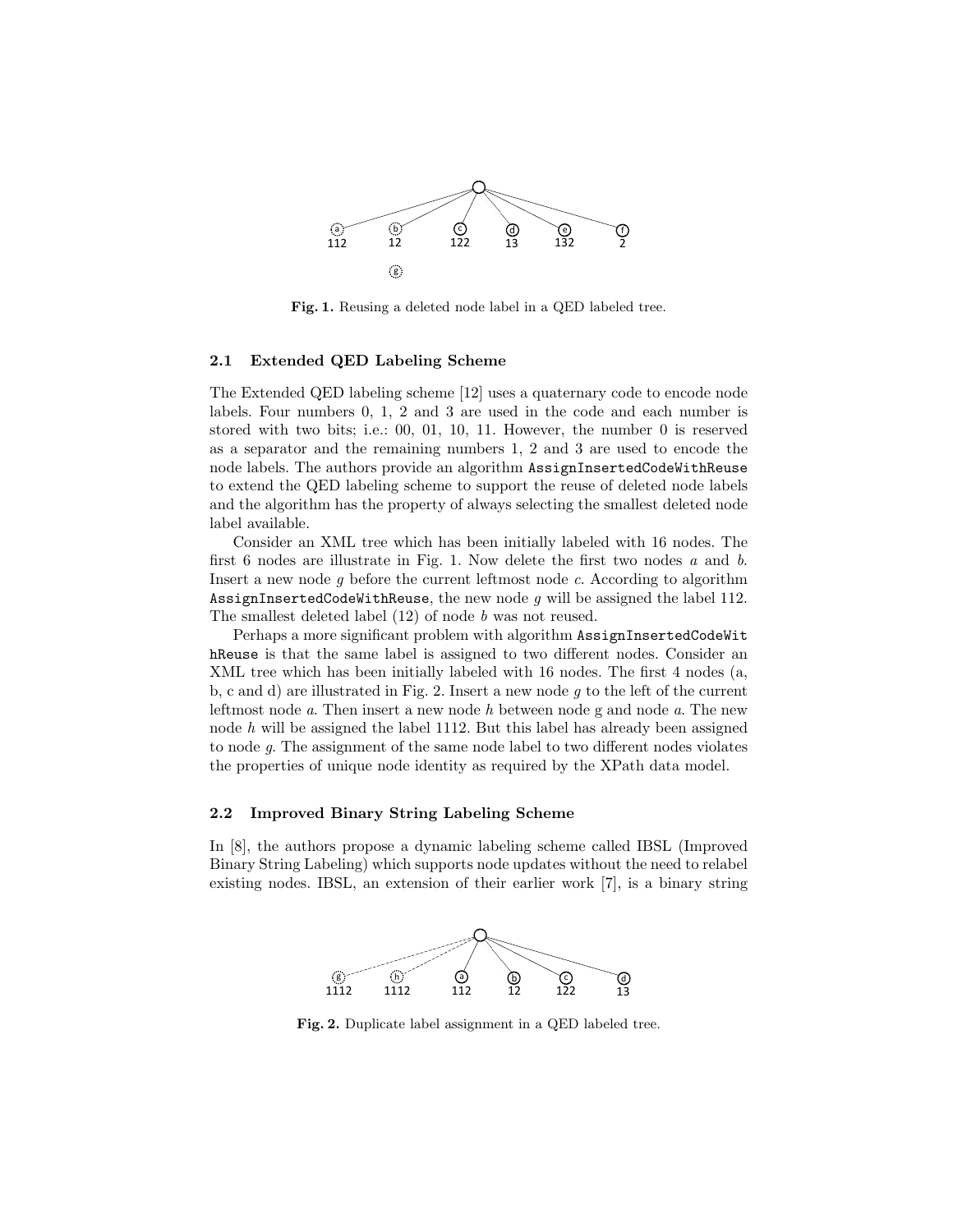a
112

b
12

c
122

d
13

e
132

f
2

g

**Fig. 1.** Reusing a deleted node label in a QED labeled tree.

### 2.1 Extended QED Labeling Scheme

The Extended QED labeling scheme [12] uses a quaternary code to encode node labels. Four numbers 0, 1, 2 and 3 are used in the code and each number is stored with two bits; i.e.: 00, 01, 10, 11. However, the number 0 is reserved as a separator and the remaining numbers 1, 2 and 3 are used to encode the node labels. The authors provide an algorithm `AssignInsertedCodeWithReuse` to extend the QED labeling scheme to support the reuse of deleted node labels and the algorithm has the property of always selecting the smallest deleted node label available.

Consider an XML tree which has been initially labeled with 16 nodes. The first 6 nodes are illustrate in Fig. 1. Now delete the first two nodes *a* and *b*. Insert a new node *g* before the current leftmost node *c*. According to algorithm `AssignInsertedCodeWithReuse`, the new node *g* will be assigned the label 112. The smallest deleted label (12) of node *b* was not reused.

Perhaps a more significant problem with algorithm `AssignInsertedCodeWithReuse` is that the same label is assigned to two different nodes. Consider an XML tree which has been initially labeled with 16 nodes. The first 4 nodes (a, b, c and d) are illustrated in Fig. 2. Insert a new node *g* to the left of the current leftmost node *a*. Then insert a new node *h* between node g and node *a*. The new node *h* will be assigned the label 1112. But this label has already been assigned to node *g*. The assignment of the same node label to two different nodes violates the properties of unique node identity as required by the XPath data model.

### 2.2 Improved Binary String Labeling Scheme

In [8], the authors propose a dynamic labeling scheme called IBSL (Improved Binary String Labeling) which supports node updates without the need to relabel existing nodes. IBSL, an extension of their earlier work [7], is a binary string

g
1112

h
1112

a
112

b
12

c
122

d
13

**Fig. 2.** Duplicate label assignment in a QED labeled tree.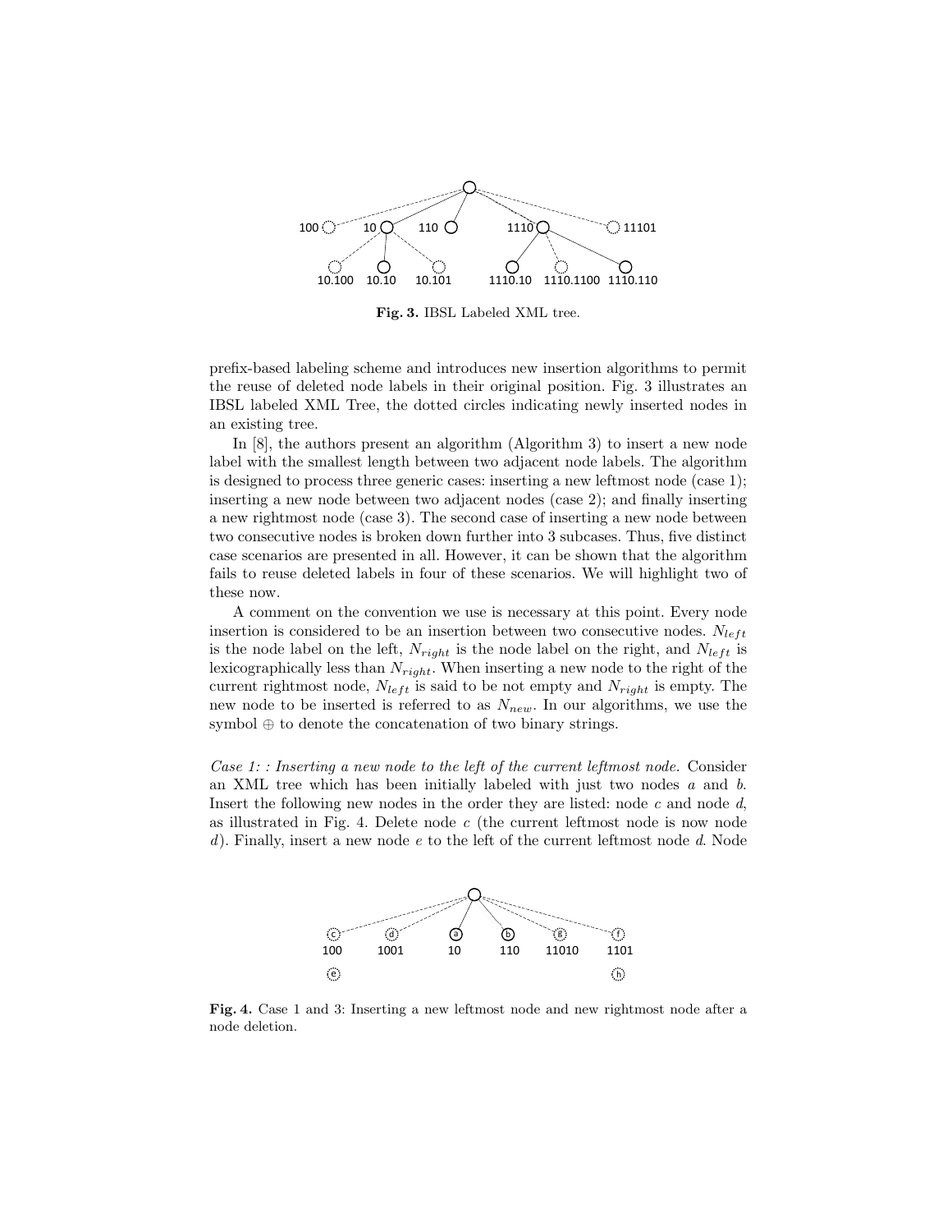100 10 110 1110 11101

10.100 10.10 10.101 1110.10 1110.1100 1110.110

**Fig. 3.** IBSL Labeled XML tree.

prefix-based labeling scheme and introduces new insertion algorithms to permit the reuse of deleted node labels in their original position. Fig. 3 illustrates an IBSL labeled XML Tree, the dotted circles indicating newly inserted nodes in an existing tree.

In [8], the authors present an algorithm (Algorithm 3) to insert a new node label with the smallest length between two adjacent node labels. The algorithm is designed to process three generic cases: inserting a new leftmost node (case 1); inserting a new node between two adjacent nodes (case 2); and finally inserting a new rightmost node (case 3). The second case of inserting a new node between two consecutive nodes is broken down further into 3 subcases. Thus, five distinct case scenarios are presented in all. However, it can be shown that the algorithm fails to reuse deleted labels in four of these scenarios. We will highlight two of these now.

A comment on the convention we use is necessary at this point. Every node insertion is considered to be an insertion between two consecutive nodes. $N_{left}$ is the node label on the left, $N_{right}$ is the node label on the right, and $N_{left}$ is lexicographically less than $N_{right}$. When inserting a new node to the right of the current rightmost node, $N_{left}$ is said to be not empty and $N_{right}$ is empty. The new node to be inserted is referred to as $N_{new}$. In our algorithms, we use the symbol $\oplus$ to denote the concatenation of two binary strings.

*Case 1: : Inserting a new node to the left of the current leftmost node.* Consider an XML tree which has been initially labeled with just two nodes *a* and *b*. Insert the following new nodes in the order they are listed: node *c* and node *d*, as illustrated in Fig. 4. Delete node *c* (the current leftmost node is now node *d*). Finally, insert a new node *e* to the left of the current leftmost node *d*. Node

c d a b g f

100 1001 10 110 11010 1101

e h

**Fig. 4.** Case 1 and 3: Inserting a new leftmost node and new rightmost node after a node deletion.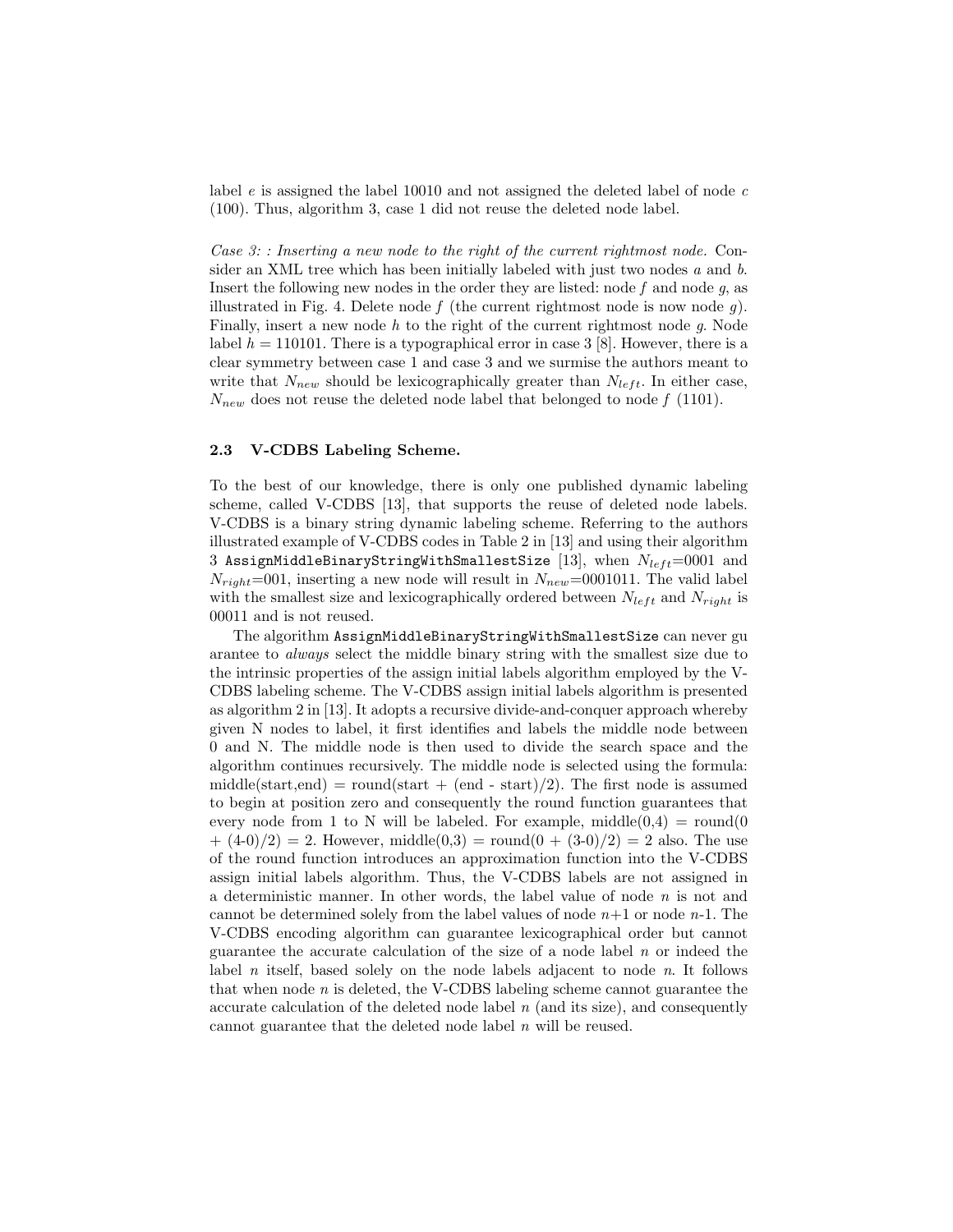label $e$ is assigned the label 10010 and not assigned the deleted label of node $c$ (100). Thus, algorithm 3, case 1 did not reuse the deleted node label.

*Case 3: : Inserting a new node to the right of the current rightmost node.* Consider an XML tree which has been initially labeled with just two nodes $a$ and $b$. Insert the following new nodes in the order they are listed: node $f$ and node $g$, as illustrated in Fig. 4. Delete node $f$ (the current rightmost node is now node $g$). Finally, insert a new node $h$ to the right of the current rightmost node $g$. Node label $h$ = 110101. There is a typographical error in case 3 [8]. However, there is a clear symmetry between case 1 and case 3 and we surmise the authors meant to write that $N_{new}$ should be lexicographically greater than $N_{left}$. In either case, $N_{new}$ does not reuse the deleted node label that belonged to node $f$ (1101).

### 2.3 V-CDBS Labeling Scheme.

To the best of our knowledge, there is only one published dynamic labeling scheme, called V-CDBS [13], that supports the reuse of deleted node labels. V-CDBS is a binary string dynamic labeling scheme. Referring to the authors illustrated example of V-CDBS codes in Table 2 in [13] and using their algorithm 3 `AssignMiddleBinaryStringWithSmallestSize` [13], when $N_{left}$=0001 and $N_{right}$=001, inserting a new node will result in $N_{new}$=0001011. The valid label with the smallest size and lexicographically ordered between $N_{left}$ and $N_{right}$ is 00011 and is not reused.

The algorithm `AssignMiddleBinaryStringWithSmallestSize` can never gu arantee to *always* select the middle binary string with the smallest size due to the intrinsic properties of the assign initial labels algorithm employed by the V-CDBS labeling scheme. The V-CDBS assign initial labels algorithm is presented as algorithm 2 in [13]. It adopts a recursive divide-and-conquer approach whereby given N nodes to label, it first identifies and labels the middle node between 0 and N. The middle node is then used to divide the search space and the algorithm continues recursively. The middle node is selected using the formula: middle(start,end) = round(start + (end - start)/2). The first node is assumed to begin at position zero and consequently the round function guarantees that every node from 1 to N will be labeled. For example, middle(0,4) = round(0 + (4-0)/2) = 2. However, middle(0,3) = round(0 + (3-0)/2) = 2 also. The use of the round function introduces an approximation function into the V-CDBS assign initial labels algorithm. Thus, the V-CDBS labels are not assigned in a deterministic manner. In other words, the label value of node $n$ is not and cannot be determined solely from the label values of node $n$+1 or node $n$-1. The V-CDBS encoding algorithm can guarantee lexicographical order but cannot guarantee the accurate calculation of the size of a node label $n$ or indeed the label $n$ itself, based solely on the node labels adjacent to node $n$. It follows that when node $n$ is deleted, the V-CDBS labeling scheme cannot guarantee the accurate calculation of the deleted node label $n$ (and its size), and consequently cannot guarantee that the deleted node label $n$ will be reused.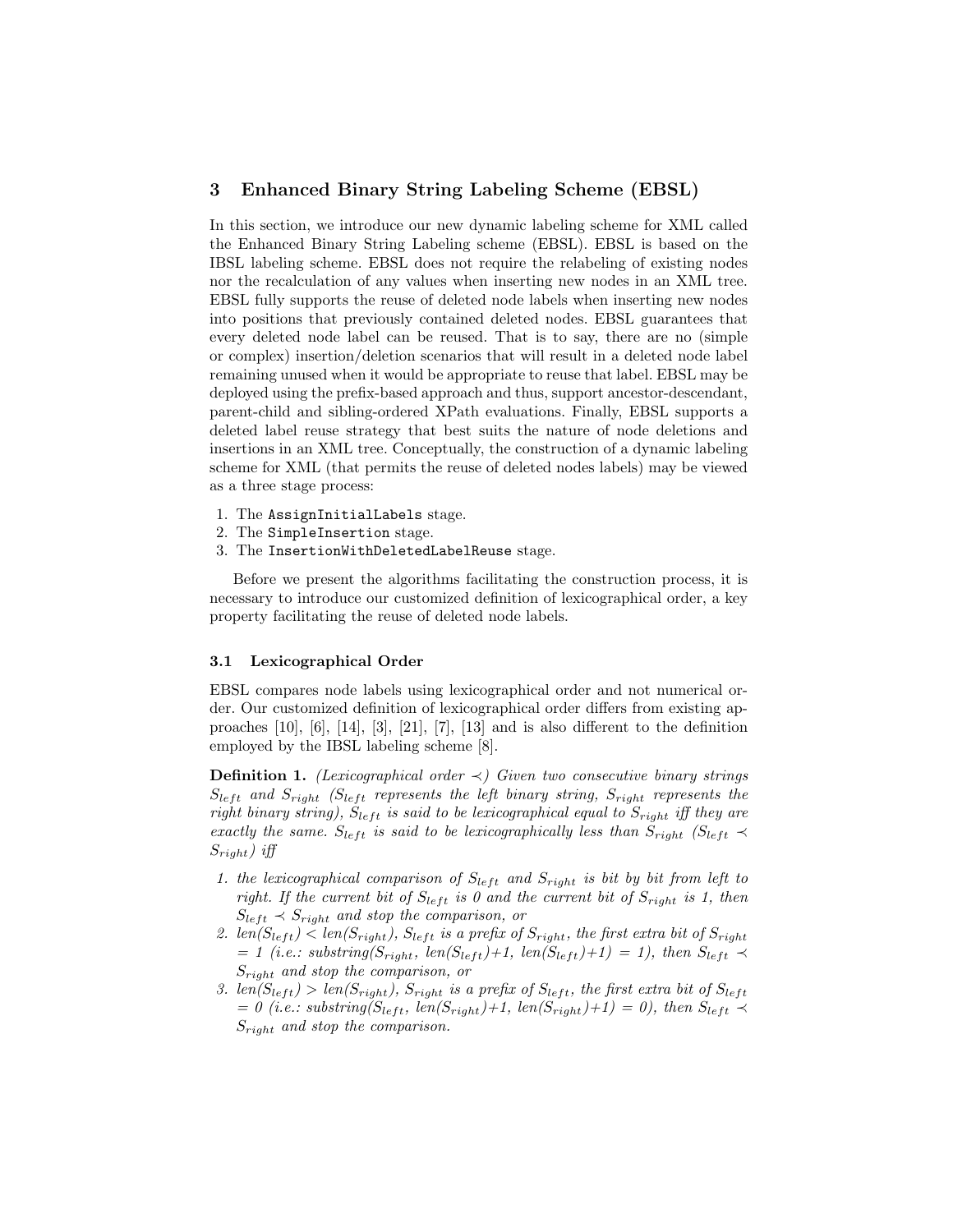## 3 Enhanced Binary String Labeling Scheme (EBSL)

In this section, we introduce our new dynamic labeling scheme for XML called the Enhanced Binary String Labeling scheme (EBSL). EBSL is based on the IBSL labeling scheme. EBSL does not require the relabeling of existing nodes nor the recalculation of any values when inserting new nodes in an XML tree. EBSL fully supports the reuse of deleted node labels when inserting new nodes into positions that previously contained deleted nodes. EBSL guarantees that every deleted node label can be reused. That is to say, there are no (simple or complex) insertion/deletion scenarios that will result in a deleted node label remaining unused when it would be appropriate to reuse that label. EBSL may be deployed using the prefix-based approach and thus, support ancestor-descendant, parent-child and sibling-ordered XPath evaluations. Finally, EBSL supports a deleted label reuse strategy that best suits the nature of node deletions and insertions in an XML tree. Conceptually, the construction of a dynamic labeling scheme for XML (that permits the reuse of deleted nodes labels) may be viewed as a three stage process:

1. The `AssignInitialLabels` stage.
2. The `SimpleInsertion` stage.
3. The `InsertionWithDeletedLabelReuse` stage.

Before we present the algorithms facilitating the construction process, it is necessary to introduce our customized definition of lexicographical order, a key property facilitating the reuse of deleted node labels.

### 3.1 Lexicographical Order

EBSL compares node labels using lexicographical order and not numerical order. Our customized definition of lexicographical order differs from existing approaches [10], [6], [14], [3], [21], [7], [13] and is also different to the definition employed by the IBSL labeling scheme [8].

**Definition 1.** *(Lexicographical order $\prec$) Given two consecutive binary strings $S_{left}$ and $S_{right}$ ($S_{left}$ represents the left binary string, $S_{right}$ represents the right binary string), $S_{left}$ is said to be lexicographical equal to $S_{right}$ iff they are exactly the same. $S_{left}$ is said to be lexicographically less than $S_{right}$ ($S_{left} \prec S_{right}$) iff*

1. *the lexicographical comparison of $S_{left}$ and $S_{right}$ is bit by bit from left to right. If the current bit of $S_{left}$ is 0 and the current bit of $S_{right}$ is 1, then $S_{left} \prec S_{right}$ and stop the comparison, or*
2. *$len(S_{left}) < len(S_{right})$, $S_{left}$ is a prefix of $S_{right}$, the first extra bit of $S_{right}$ = 1 (i.e.: substring($S_{right}$, $len(S_{left})+1$, $len(S_{left})+1$) = 1), then $S_{left} \prec S_{right}$ and stop the comparison, or*
3. *$len(S_{left}) > len(S_{right})$, $S_{right}$ is a prefix of $S_{left}$, the first extra bit of $S_{left}$ = 0 (i.e.: substring($S_{left}$, $len(S_{right})+1$, $len(S_{right})+1$) = 0), then $S_{left} \prec S_{right}$ and stop the comparison.*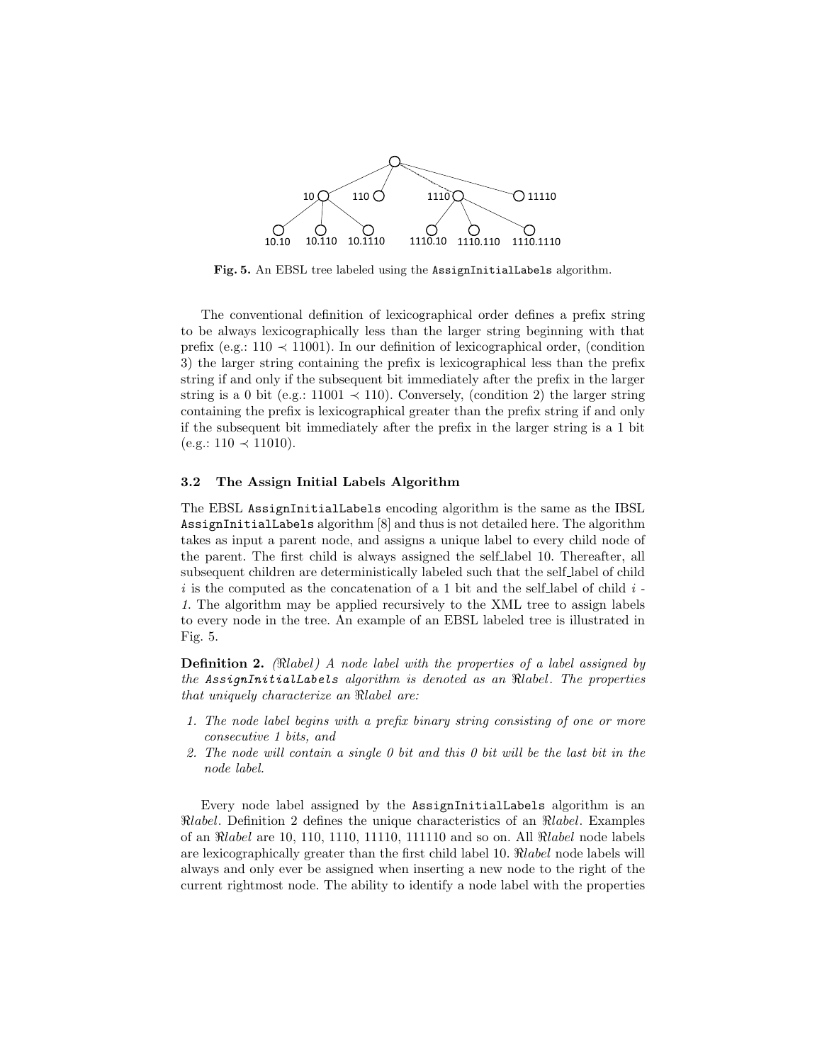10 110 1110 11110

10.10 10.110 10.1110 1110.10 1110.110 1110.1110

**Fig. 5.** An EBSL tree labeled using the `AssignInitialLabels` algorithm.

The conventional definition of lexicographical order defines a prefix string to be always lexicographically less than the larger string beginning with that prefix (e.g.: 110 $\prec$ 11001). In our definition of lexicographical order, (condition 3) the larger string containing the prefix is lexicographical less than the prefix string if and only if the subsequent bit immediately after the prefix in the larger string is a 0 bit (e.g.: 11001 $\prec$ 110). Conversely, (condition 2) the larger string containing the prefix is lexicographical greater than the prefix string if and only if the subsequent bit immediately after the prefix in the larger string is a 1 bit (e.g.: 110 $\prec$ 11010).

### 3.2 The Assign Initial Labels Algorithm

The EBSL `AssignInitialLabels` encoding algorithm is the same as the IBSL `AssignInitialLabels` algorithm [8] and thus is not detailed here. The algorithm takes as input a parent node, and assigns a unique label to every child node of the parent. The first child is always assigned the self_label 10. Thereafter, all subsequent children are deterministically labeled such that the self_label of child $i$ is the computed as the concatenation of a 1 bit and the self_label of child $i$ - *1*. The algorithm may be applied recursively to the XML tree to assign labels to every node in the tree. An example of an EBSL labeled tree is illustrated in Fig. 5.

**Definition 2.** *($\Re label$) A node label with the properties of a label assigned by the* `AssignInitialLabels` *algorithm is denoted as an $\Re label$. The properties that uniquely characterize an $\Re label$ are:*

1. *The node label begins with a prefix binary string consisting of one or more consecutive 1 bits, and*
2. *The node will contain a single 0 bit and this 0 bit will be the last bit in the node label.*

Every node label assigned by the `AssignInitialLabels` algorithm is an $\Re label$. Definition 2 defines the unique characteristics of an $\Re label$. Examples of an $\Re label$ are 10, 110, 1110, 11110, 111110 and so on. All $\Re label$ node labels are lexicographically greater than the first child label 10. $\Re label$ node labels will always and only ever be assigned when inserting a new node to the right of the current rightmost node. The ability to identify a node label with the properties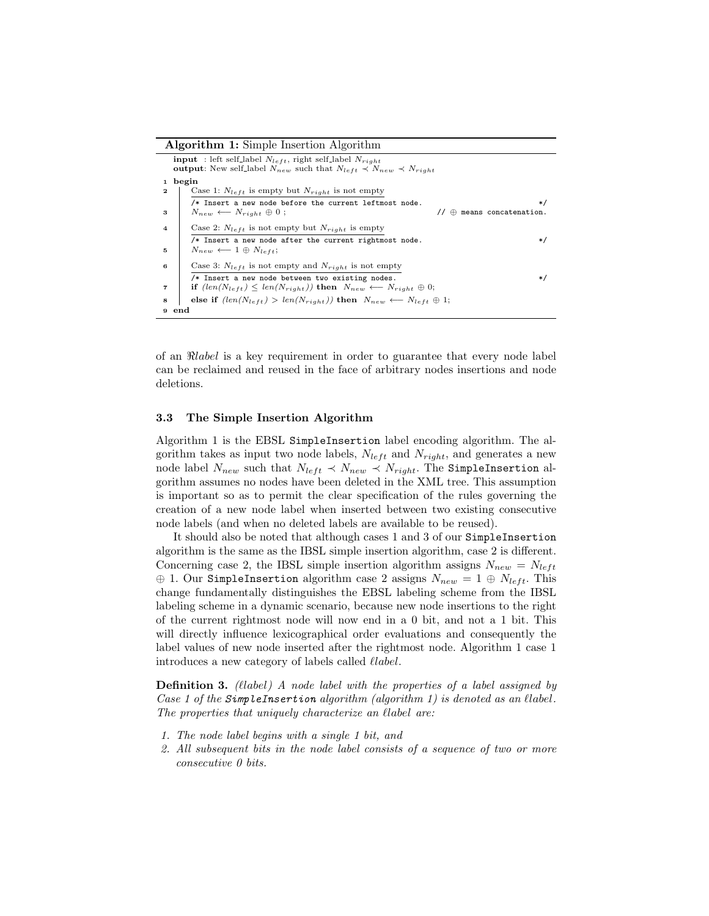**Algorithm 1:** Simple Insertion Algorithm

```
input  : left self_label N_left, right self_label N_right
output: New self_label N_new such that N_left ≺ N_new ≺ N_right
1 begin
2     Case 1: N_left is empty but N_right is not empty
      /* Insert a new node before the current leftmost node.                 */
3     N_new ⟵ N_right ⊕ 0 ;                          // ⊕ means concatenation.
4     Case 2: N_left is not empty but N_right is empty
      /* Insert a new node after the current rightmost node.                 */
5     N_new ⟵ 1 ⊕ N_left;
6     Case 3: N_left is not empty and N_right is not empty
      /* Insert a new node between two existing nodes.                       */
7     if (len(N_left) ≤ len(N_right)) then N_new ⟵ N_right ⊕ 0;
8     else if (len(N_left) > len(N_right)) then N_new ⟵ N_left ⊕ 1;
9 end
```

of an $\Re label$ is a key requirement in order to guarantee that every node label can be reclaimed and reused in the face of arbitrary nodes insertions and node deletions.

### 3.3 The Simple Insertion Algorithm

Algorithm 1 is the EBSL `SimpleInsertion` label encoding algorithm. The algorithm takes as input two node labels, $N_{left}$ and $N_{right}$, and generates a new node label $N_{new}$ such that $N_{left} \prec N_{new} \prec N_{right}$. The `SimpleInsertion` algorithm assumes no nodes have been deleted in the XML tree. This assumption is important so as to permit the clear specification of the rules governing the creation of a new node label when inserted between two existing consecutive node labels (and when no deleted labels are available to be reused).

It should also be noted that although cases 1 and 3 of our `SimpleInsertion` algorithm is the same as the IBSL simple insertion algorithm, case 2 is different. Concerning case 2, the IBSL simple insertion algorithm assigns $N_{new} = N_{left} \oplus 1$. Our `SimpleInsertion` algorithm case 2 assigns $N_{new} = 1 \oplus N_{left}$. This change fundamentally distinguishes the EBSL labeling scheme from the IBSL labeling scheme in a dynamic scenario, because new node insertions to the right of the current rightmost node will now end in a 0 bit, and not a 1 bit. This will directly influence lexicographical order evaluations and consequently the label values of new node inserted after the rightmost node. Algorithm 1 case 1 introduces a new category of labels called $\ell label$.

**Definition 3.** *($\ell label$) A node label with the properties of a label assigned by Case 1 of the* ***SimpleInsertion*** *algorithm (algorithm 1) is denoted as an $\ell label$. The properties that uniquely characterize an $\ell label$ are:*

1. *The node label begins with a single 1 bit, and*
2. *All subsequent bits in the node label consists of a sequence of two or more consecutive 0 bits.*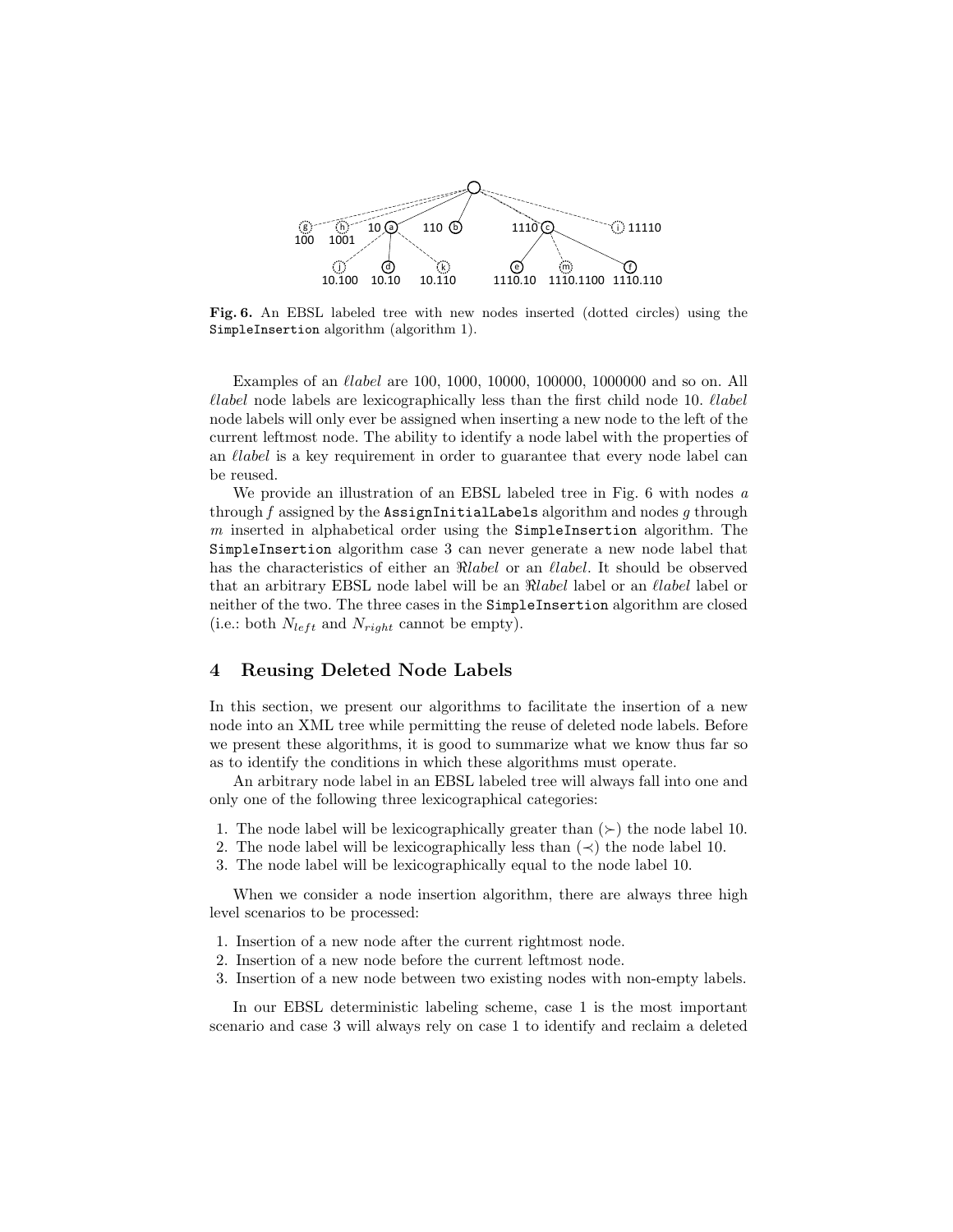g h 10 a 110 b 1110 c i 11110

100 1001

j d k e m f

10.100 10.10 10.110 1110.10 1110.1100 1110.110

**Fig. 6.** An EBSL labeled tree with new nodes inserted (dotted circles) using the SimpleInsertion algorithm (algorithm 1).

Examples of an $\ell label$ are 100, 1000, 10000, 100000, 1000000 and so on. All $\ell label$ node labels are lexicographically less than the first child node 10. $\ell label$ node labels will only ever be assigned when inserting a new node to the left of the current leftmost node. The ability to identify a node label with the properties of an $\ell label$ is a key requirement in order to guarantee that every node label can be reused.

We provide an illustration of an EBSL labeled tree in Fig. 6 with nodes $a$ through $f$ assigned by the `AssignInitialLabels` algorithm and nodes $g$ through $m$ inserted in alphabetical order using the `SimpleInsertion` algorithm. The `SimpleInsertion` algorithm case 3 can never generate a new node label that has the characteristics of either an $\Re label$ or an $\ell label$. It should be observed that an arbitrary EBSL node label will be an $\Re label$ label or an $\ell label$ label or neither of the two. The three cases in the `SimpleInsertion` algorithm are closed (i.e.: both $N_{left}$ and $N_{right}$ cannot be empty).

## 4 Reusing Deleted Node Labels

In this section, we present our algorithms to facilitate the insertion of a new node into an XML tree while permitting the reuse of deleted node labels. Before we present these algorithms, it is good to summarize what we know thus far so as to identify the conditions in which these algorithms must operate.

An arbitrary node label in an EBSL labeled tree will always fall into one and only one of the following three lexicographical categories:

1. The node label will be lexicographically greater than ($\succ$) the node label 10.
2. The node label will be lexicographically less than ($\prec$) the node label 10.
3. The node label will be lexicographically equal to the node label 10.

When we consider a node insertion algorithm, there are always three high level scenarios to be processed:

1. Insertion of a new node after the current rightmost node.
2. Insertion of a new node before the current leftmost node.
3. Insertion of a new node between two existing nodes with non-empty labels.

In our EBSL deterministic labeling scheme, case 1 is the most important scenario and case 3 will always rely on case 1 to identify and reclaim a deleted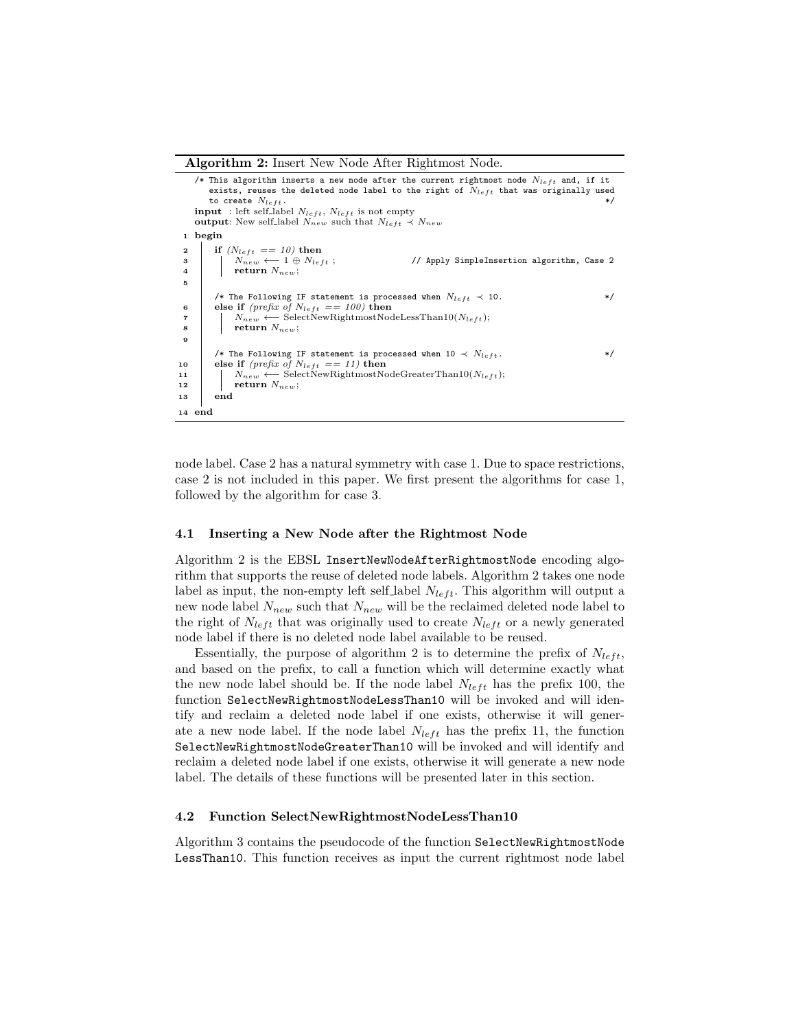**Algorithm 2:** Insert New Node After Rightmost Node.

```
   /* This algorithm inserts a new node after the current rightmost node N_left and, if it
      exists, reuses the deleted node label to the right of N_left that was originally used
      to create N_left.                                                                    */
   input  : left self_label N_left, N_left is not empty
   output: New self_label N_new such that N_left ≺ N_new
 1 begin
 2     if (N_left == 10) then
 3         N_new ⟵ 1 ⊕ N_left ;                  // Apply SimpleInsertion algorithm, Case 2
 4         return N_new;
 5
       /* The Following IF statement is processed when N_left ≺ 10.                          */
 6     else if (prefix of N_left == 100) then
 7         N_new ⟵ SelectNewRightmostNodeLessThan10(N_left);
 8         return N_new;
 9
       /* The Following IF statement is processed when 10 ≺ N_left.                          */
10     else if (prefix of N_left == 11) then
11         N_new ⟵ SelectNewRightmostNodeGreaterThan10(N_left);
12         return N_new;
13     end
14 end
```

node label. Case 2 has a natural symmetry with case 1. Due to space restrictions, case 2 is not included in this paper. We first present the algorithms for case 1, followed by the algorithm for case 3.

### 4.1 Inserting a New Node after the Rightmost Node

Algorithm 2 is the EBSL InsertNewNodeAfterRightmostNode encoding algorithm that supports the reuse of deleted node labels. Algorithm 2 takes one node label as input, the non-empty left self_label $N_{left}$. This algorithm will output a new node label $N_{new}$ such that $N_{new}$ will be the reclaimed deleted node label to the right of $N_{left}$ that was originally used to create $N_{left}$ or a newly generated node label if there is no deleted node label available to be reused.

Essentially, the purpose of algorithm 2 is to determine the prefix of $N_{left}$, and based on the prefix, to call a function which will determine exactly what the new node label should be. If the node label $N_{left}$ has the prefix 100, the function SelectNewRightmostNodeLessThan10 will be invoked and will identify and reclaim a deleted node label if one exists, otherwise it will generate a new node label. If the node label $N_{left}$ has the prefix 11, the function SelectNewRightmostNodeGreaterThan10 will be invoked and will identify and reclaim a deleted node label if one exists, otherwise it will generate a new node label. The details of these functions will be presented later in this section.

### 4.2 Function SelectNewRightmostNodeLessThan10

Algorithm 3 contains the pseudocode of the function SelectNewRightmostNode LessThan10. This function receives as input the current rightmost node label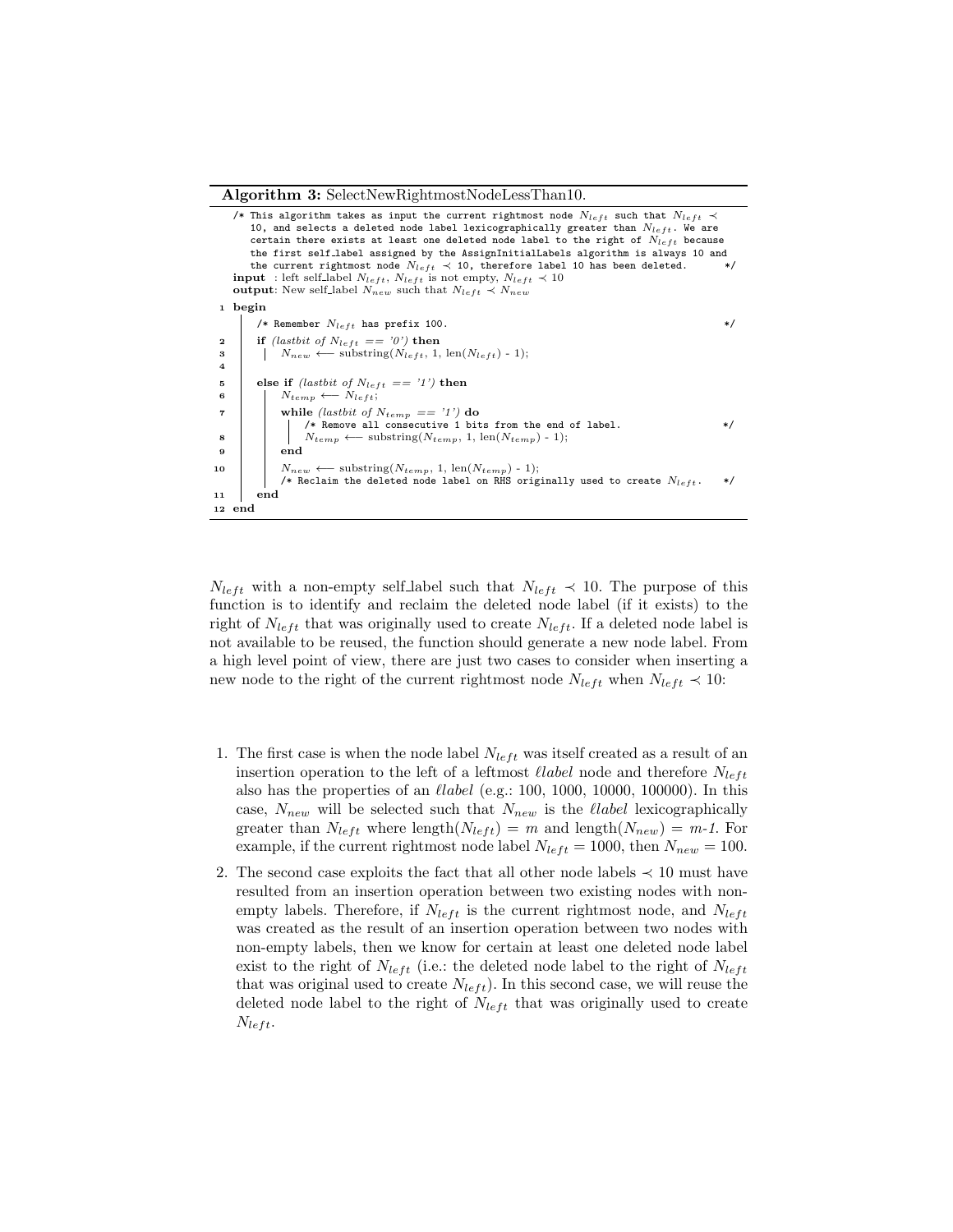**Algorithm 3:** SelectNewRightmostNodeLessThan10.

```
   /* This algorithm takes as input the current rightmost node N_left such that N_left ≺
      10, and selects a deleted node label lexicographically greater than N_left. We are
      certain there exists at least one deleted node label to the right of N_left because
      the first self_label assigned by the AssignInitialLabels algorithm is always 10 and
      the current rightmost node N_left ≺ 10, therefore label 10 has been deleted.      */
   input  : left self_label N_left, N_left is not empty, N_left ≺ 10
   output: New self_label N_new such that N_left ≺ N_new
 1 begin
       /* Remember N_left has prefix 100.                                                */
 2     if (lastbit of N_left == '0') then
 3         N_new ⟵ substring(N_left, 1, len(N_left) - 1);
 4
 5     else if (lastbit of N_left == '1') then
 6         N_temp ⟵ N_left;
 7         while (lastbit of N_temp == '1') do
               /* Remove all consecutive 1 bits from the end of label.                   */
 8             N_temp ⟵ substring(N_temp, 1, len(N_temp) - 1);
 9         end
10         N_new ⟵ substring(N_temp, 1, len(N_temp) - 1);
           /* Reclaim the deleted node label on RHS originally used to create N_left.    */
11     end
12 end
```

$N_{left}$ with a non-empty self_label such that $N_{left} \prec 10$. The purpose of this function is to identify and reclaim the deleted node label (if it exists) to the right of $N_{left}$ that was originally used to create $N_{left}$. If a deleted node label is not available to be reused, the function should generate a new node label. From a high level point of view, there are just two cases to consider when inserting a new node to the right of the current rightmost node $N_{left}$ when $N_{left} \prec 10$:

1. The first case is when the node label $N_{left}$ was itself created as a result of an insertion operation to the left of a leftmost $\ell label$ node and therefore $N_{left}$ also has the properties of an $\ell label$ (e.g.: 100, 1000, 10000, 100000). In this case, $N_{new}$ will be selected such that $N_{new}$ is the $\ell label$ lexicographically greater than $N_{left}$ where length($N_{left}$) = $m$ and length($N_{new}$) = $m$-$1$. For example, if the current rightmost node label $N_{left}$ = 1000, then $N_{new}$ = 100.
2. The second case exploits the fact that all other node labels $\prec 10$ must have resulted from an insertion operation between two existing nodes with non-empty labels. Therefore, if $N_{left}$ is the current rightmost node, and $N_{left}$ was created as the result of an insertion operation between two nodes with non-empty labels, then we know for certain at least one deleted node label exist to the right of $N_{left}$ (i.e.: the deleted node label to the right of $N_{left}$ that was original used to create $N_{left}$). In this second case, we will reuse the deleted node label to the right of $N_{left}$ that was originally used to create $N_{left}$.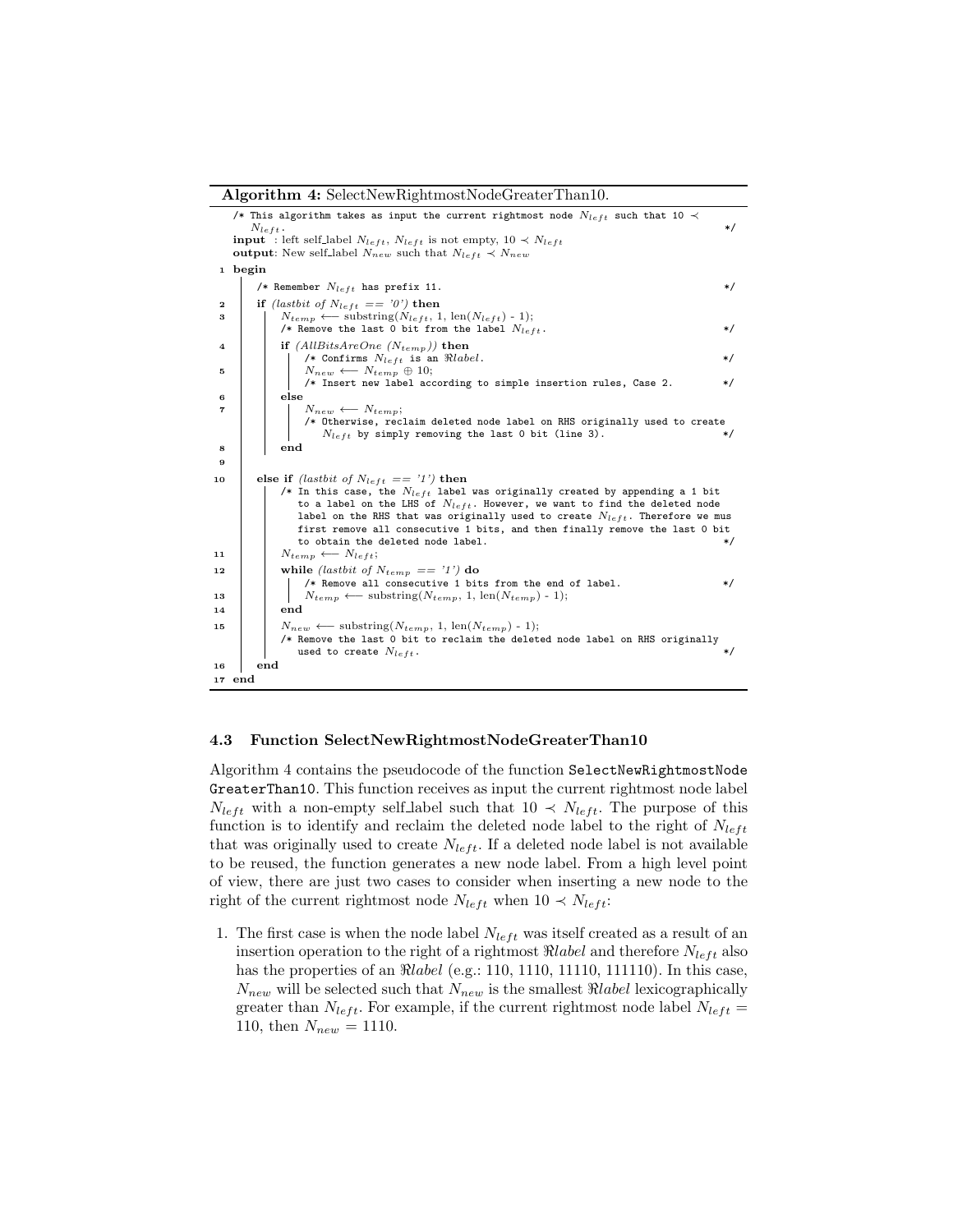**Algorithm 4:** SelectNewRightmostNodeGreaterThan10.

```
   /* This algorithm takes as input the current rightmost node N_left such that 10 ≺
      N_left.                                                                        */
   input  : left self_label N_left, N_left is not empty, 10 ≺ N_left
   output: New self_label N_new such that N_left ≺ N_new
 1 begin
       /* Remember N_left has prefix 11.                                             */
 2     if (lastbit of N_left == '0') then
 3         N_temp ⟵ substring(N_left, 1, len(N_left) - 1);
           /* Remove the last 0 bit from the label N_left.                          */
 4         if (AllBitsAreOne (N_temp)) then
               /* Confirms N_left is an ℜlabel.                                     */
 5             N_new ⟵ N_temp ⊕ 10;
               /* Insert new label according to simple insertion rules, Case 2.     */
 6         else
 7             N_new ⟵ N_temp;
               /* Otherwise, reclaim deleted node label on RHS originally used to create
                  N_left by simply removing the last 0 bit (line 3).                */
 8         end
 9
10     else if (lastbit of N_left == '1') then
           /* In this case, the N_left label was originally created by appending a 1 bit
              to a label on the LHS of N_left. However, we want to find the deleted node
              label on the RHS that was originally used to create N_left. Therefore we mus
              first remove all consecutive 1 bits, and then finally remove the last 0 bit
              to obtain the deleted node label.                                     */
11         N_temp ⟵ N_left;
12         while (lastbit of N_temp == '1') do
               /* Remove all consecutive 1 bits from the end of label.              */
13             N_temp ⟵ substring(N_temp, 1, len(N_temp) - 1);
14         end
15         N_new ⟵ substring(N_temp, 1, len(N_temp) - 1);
           /* Remove the last 0 bit to reclaim the deleted node label on RHS originally
              used to create N_left.                                                */
16     end
17 end
```

### 4.3 Function SelectNewRightmostNodeGreaterThan10

Algorithm 4 contains the pseudocode of the function SelectNewRightmostNode GreaterThan10. This function receives as input the current rightmost node label $N_{left}$ with a non-empty self_label such that $10 \prec N_{left}$. The purpose of this function is to identify and reclaim the deleted node label to the right of $N_{left}$ that was originally used to create $N_{left}$. If a deleted node label is not available to be reused, the function generates a new node label. From a high level point of view, there are just two cases to consider when inserting a new node to the right of the current rightmost node $N_{left}$ when $10 \prec N_{left}$:

1. The first case is when the node label $N_{left}$ was itself created as a result of an insertion operation to the right of a rightmost $\Re label$ and therefore $N_{left}$ also has the properties of an $\Re label$ (e.g.: 110, 1110, 11110, 111110). In this case, $N_{new}$ will be selected such that $N_{new}$ is the smallest $\Re label$ lexicographically greater than $N_{left}$. For example, if the current rightmost node label $N_{left}$ = 110, then $N_{new}$ = 1110.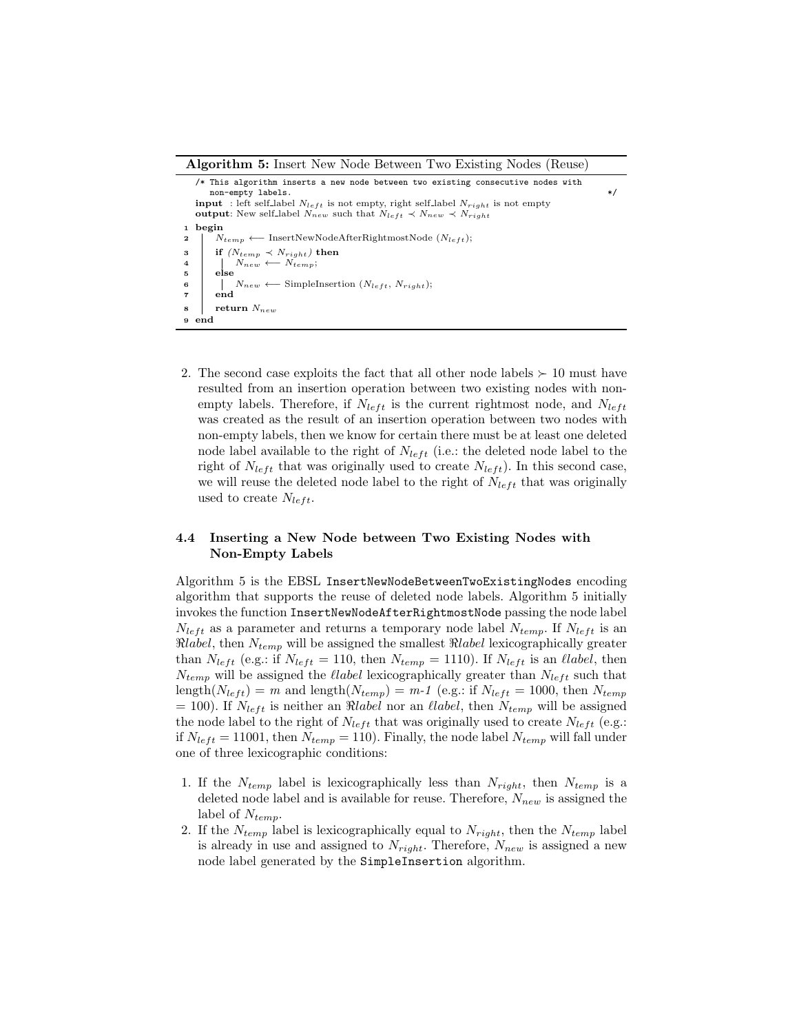**Algorithm 5:** Insert New Node Between Two Existing Nodes (Reuse)

```
   /* This algorithm inserts a new node between two existing consecutive nodes with
      non-empty labels.                                                              */
   input  : left self_label N_left is not empty, right self_label N_right is not empty
   output: New self_label N_new such that N_left ≺ N_new ≺ N_right
1  begin
2  |   N_temp ⟵ InsertNewNodeAfterRightmostNode (N_left);
3  |   if (N_temp ≺ N_right) then
4  |   |   N_new ⟵ N_temp;
5  |   else
6  |   |   N_new ⟵ SimpleInsertion (N_left, N_right);
7  |   end
8  |   return N_new
9  end
```

2. The second case exploits the fact that all other node labels $\succ 10$ must have resulted from an insertion operation between two existing nodes with non-empty labels. Therefore, if $N_{left}$ is the current rightmost node, and $N_{left}$ was created as the result of an insertion operation between two nodes with non-empty labels, then we know for certain there must be at least one deleted node label available to the right of $N_{left}$ (i.e.: the deleted node label to the right of $N_{left}$ that was originally used to create $N_{left}$). In this second case, we will reuse the deleted node label to the right of $N_{left}$ that was originally used to create $N_{left}$.

### 4.4 Inserting a New Node between Two Existing Nodes with Non-Empty Labels

Algorithm 5 is the EBSL `InsertNewNodeBetweenTwoExistingNodes` encoding algorithm that supports the reuse of deleted node labels. Algorithm 5 initially invokes the function `InsertNewNodeAfterRightmostNode` passing the node label $N_{left}$ as a parameter and returns a temporary node label $N_{temp}$. If $N_{left}$ is an $\Re label$, then $N_{temp}$ will be assigned the smallest $\Re label$ lexicographically greater than $N_{left}$ (e.g.: if $N_{left}$ = 110, then $N_{temp}$ = 1110). If $N_{left}$ is an $\ell label$, then $N_{temp}$ will be assigned the $\ell label$ lexicographically greater than $N_{left}$ such that length($N_{left}$) = $m$ and length($N_{temp}$) = $m$-$1$ (e.g.: if $N_{left}$ = 1000, then $N_{temp}$ = 100). If $N_{left}$ is neither an $\Re label$ nor an $\ell label$, then $N_{temp}$ will be assigned the node label to the right of $N_{left}$ that was originally used to create $N_{left}$ (e.g.: if $N_{left}$ = 11001, then $N_{temp}$ = 110). Finally, the node label $N_{temp}$ will fall under one of three lexicographic conditions:

1. If the $N_{temp}$ label is lexicographically less than $N_{right}$, then $N_{temp}$ is a deleted node label and is available for reuse. Therefore, $N_{new}$ is assigned the label of $N_{temp}$.
2. If the $N_{temp}$ label is lexicographically equal to $N_{right}$, then the $N_{temp}$ label is already in use and assigned to $N_{right}$. Therefore, $N_{new}$ is assigned a new node label generated by the `SimpleInsertion` algorithm.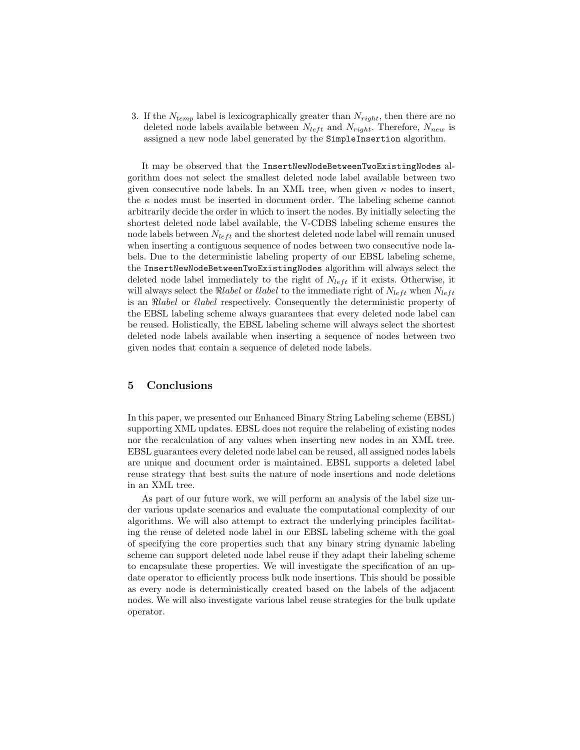3. If the $N_{temp}$ label is lexicographically greater than $N_{right}$, then there are no deleted node labels available between $N_{left}$ and $N_{right}$. Therefore, $N_{new}$ is assigned a new node label generated by the `SimpleInsertion` algorithm.

It may be observed that the `InsertNewNodeBetweenTwoExistingNodes` algorithm does not select the smallest deleted node label available between two given consecutive node labels. In an XML tree, when given $\kappa$ nodes to insert, the $\kappa$ nodes must be inserted in document order. The labeling scheme cannot arbitrarily decide the order in which to insert the nodes. By initially selecting the shortest deleted node label available, the V-CDBS labeling scheme ensures the node labels between $N_{left}$ and the shortest deleted node label will remain unused when inserting a contiguous sequence of nodes between two consecutive node labels. Due to the deterministic labeling property of our EBSL labeling scheme, the `InsertNewNodeBetweenTwoExistingNodes` algorithm will always select the deleted node label immediately to the right of $N_{left}$ if it exists. Otherwise, it will always select the $\Re label$ or $\ell label$ to the immediate right of $N_{left}$ when $N_{left}$ is an $\Re label$ or $\ell label$ respectively. Consequently the deterministic property of the EBSL labeling scheme always guarantees that every deleted node label can be reused. Holistically, the EBSL labeling scheme will always select the shortest deleted node labels available when inserting a sequence of nodes between two given nodes that contain a sequence of deleted node labels.

## 5 Conclusions

In this paper, we presented our Enhanced Binary String Labeling scheme (EBSL) supporting XML updates. EBSL does not require the relabeling of existing nodes nor the recalculation of any values when inserting new nodes in an XML tree. EBSL guarantees every deleted node label can be reused, all assigned nodes labels are unique and document order is maintained. EBSL supports a deleted label reuse strategy that best suits the nature of node insertions and node deletions in an XML tree.

As part of our future work, we will perform an analysis of the label size under various update scenarios and evaluate the computational complexity of our algorithms. We will also attempt to extract the underlying principles facilitating the reuse of deleted node label in our EBSL labeling scheme with the goal of specifying the core properties such that any binary string dynamic labeling scheme can support deleted node label reuse if they adapt their labeling scheme to encapsulate these properties. We will investigate the specification of an update operator to efficiently process bulk node insertions. This should be possible as every node is deterministically created based on the labels of the adjacent nodes. We will also investigate various label reuse strategies for the bulk update operator.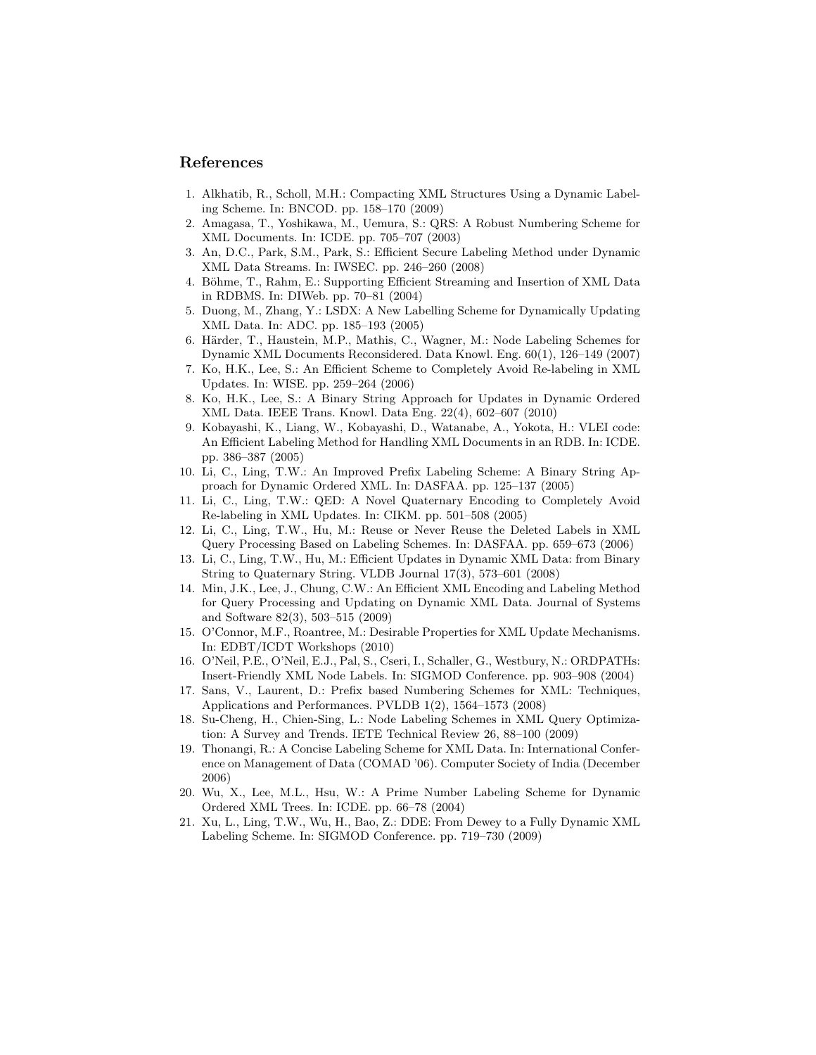## References

1. Alkhatib, R., Scholl, M.H.: Compacting XML Structures Using a Dynamic Labeling Scheme. In: BNCOD. pp. 158–170 (2009)
2. Amagasa, T., Yoshikawa, M., Uemura, S.: QRS: A Robust Numbering Scheme for XML Documents. In: ICDE. pp. 705–707 (2003)
3. An, D.C., Park, S.M., Park, S.: Efficient Secure Labeling Method under Dynamic XML Data Streams. In: IWSEC. pp. 246–260 (2008)
4. Böhme, T., Rahm, E.: Supporting Efficient Streaming and Insertion of XML Data in RDBMS. In: DIWeb. pp. 70–81 (2004)
5. Duong, M., Zhang, Y.: LSDX: A New Labelling Scheme for Dynamically Updating XML Data. In: ADC. pp. 185–193 (2005)
6. Härder, T., Haustein, M.P., Mathis, C., Wagner, M.: Node Labeling Schemes for Dynamic XML Documents Reconsidered. Data Knowl. Eng. 60(1), 126–149 (2007)
7. Ko, H.K., Lee, S.: An Efficient Scheme to Completely Avoid Re-labeling in XML Updates. In: WISE. pp. 259–264 (2006)
8. Ko, H.K., Lee, S.: A Binary String Approach for Updates in Dynamic Ordered XML Data. IEEE Trans. Knowl. Data Eng. 22(4), 602–607 (2010)
9. Kobayashi, K., Liang, W., Kobayashi, D., Watanabe, A., Yokota, H.: VLEI code: An Efficient Labeling Method for Handling XML Documents in an RDB. In: ICDE. pp. 386–387 (2005)
10. Li, C., Ling, T.W.: An Improved Prefix Labeling Scheme: A Binary String Approach for Dynamic Ordered XML. In: DASFAA. pp. 125–137 (2005)
11. Li, C., Ling, T.W.: QED: A Novel Quaternary Encoding to Completely Avoid Re-labeling in XML Updates. In: CIKM. pp. 501–508 (2005)
12. Li, C., Ling, T.W., Hu, M.: Reuse or Never Reuse the Deleted Labels in XML Query Processing Based on Labeling Schemes. In: DASFAA. pp. 659–673 (2006)
13. Li, C., Ling, T.W., Hu, M.: Efficient Updates in Dynamic XML Data: from Binary String to Quaternary String. VLDB Journal 17(3), 573–601 (2008)
14. Min, J.K., Lee, J., Chung, C.W.: An Efficient XML Encoding and Labeling Method for Query Processing and Updating on Dynamic XML Data. Journal of Systems and Software 82(3), 503–515 (2009)
15. O'Connor, M.F., Roantree, M.: Desirable Properties for XML Update Mechanisms. In: EDBT/ICDT Workshops (2010)
16. O'Neil, P.E., O'Neil, E.J., Pal, S., Cseri, I., Schaller, G., Westbury, N.: ORDPATHs: Insert-Friendly XML Node Labels. In: SIGMOD Conference. pp. 903–908 (2004)
17. Sans, V., Laurent, D.: Prefix based Numbering Schemes for XML: Techniques, Applications and Performances. PVLDB 1(2), 1564–1573 (2008)
18. Su-Cheng, H., Chien-Sing, L.: Node Labeling Schemes in XML Query Optimization: A Survey and Trends. IETE Technical Review 26, 88–100 (2009)
19. Thonangi, R.: A Concise Labeling Scheme for XML Data. In: International Conference on Management of Data (COMAD '06). Computer Society of India (December 2006)
20. Wu, X., Lee, M.L., Hsu, W.: A Prime Number Labeling Scheme for Dynamic Ordered XML Trees. In: ICDE. pp. 66–78 (2004)
21. Xu, L., Ling, T.W., Wu, H., Bao, Z.: DDE: From Dewey to a Fully Dynamic XML Labeling Scheme. In: SIGMOD Conference. pp. 719–730 (2009)